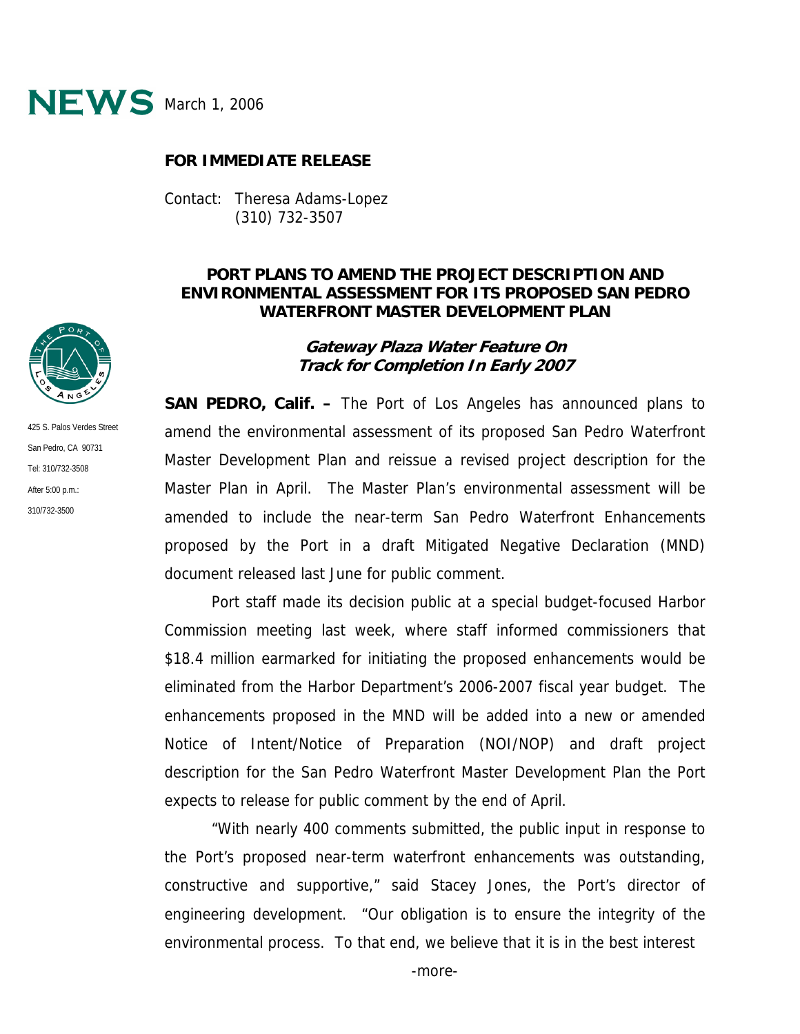**NEWS** March 1, 2006

**FOR IMMEDIATE RELEASE**

Contact: Theresa Adams-Lopez
(310) 732-3507

425 S. Palos Verdes Street
San Pedro, CA 90731
Tel: 310/732-3508
After 5:00 p.m.:
310/732-3500

# PORT PLANS TO AMEND THE PROJECT DESCRIPTION AND ENVIRONMENTAL ASSESSMENT FOR ITS PROPOSED SAN PEDRO WATERFRONT MASTER DEVELOPMENT PLAN

## *Gateway Plaza Water Feature On Track for Completion In Early 2007*

**SAN PEDRO, Calif. –** The Port of Los Angeles has announced plans to amend the environmental assessment of its proposed San Pedro Waterfront Master Development Plan and reissue a revised project description for the Master Plan in April. The Master Plan's environmental assessment will be amended to include the near-term San Pedro Waterfront Enhancements proposed by the Port in a draft Mitigated Negative Declaration (MND) document released last June for public comment.

Port staff made its decision public at a special budget-focused Harbor Commission meeting last week, where staff informed commissioners that $18.4 million earmarked for initiating the proposed enhancements would be eliminated from the Harbor Department's 2006-2007 fiscal year budget. The enhancements proposed in the MND will be added into a new or amended Notice of Intent/Notice of Preparation (NOI/NOP) and draft project description for the San Pedro Waterfront Master Development Plan the Port expects to release for public comment by the end of April.

"With nearly 400 comments submitted, the public input in response to the Port's proposed near-term waterfront enhancements was outstanding, constructive and supportive," said Stacey Jones, the Port's director of engineering development. "Our obligation is to ensure the integrity of the environmental process. To that end, we believe that it is in the best interest

-more-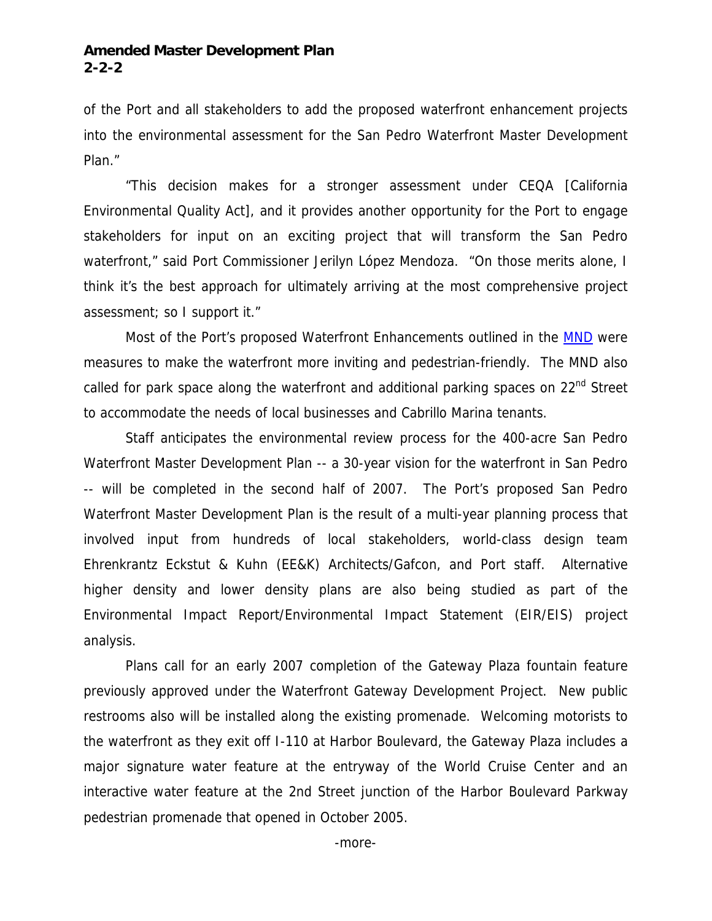of the Port and all stakeholders to add the proposed waterfront enhancement projects into the environmental assessment for the San Pedro Waterfront Master Development Plan."

"This decision makes for a stronger assessment under CEQA [California Environmental Quality Act], and it provides another opportunity for the Port to engage stakeholders for input on an exciting project that will transform the San Pedro waterfront," said Port Commissioner Jerilyn López Mendoza. "On those merits alone, I think it's the best approach for ultimately arriving at the most comprehensive project assessment; so I support it."

Most of the Port's proposed Waterfront Enhancements outlined in the MND were measures to make the waterfront more inviting and pedestrian-friendly. The MND also called for park space along the waterfront and additional parking spaces on 22nd Street to accommodate the needs of local businesses and Cabrillo Marina tenants.

Staff anticipates the environmental review process for the 400-acre San Pedro Waterfront Master Development Plan -- a 30-year vision for the waterfront in San Pedro -- will be completed in the second half of 2007. The Port's proposed San Pedro Waterfront Master Development Plan is the result of a multi-year planning process that involved input from hundreds of local stakeholders, world-class design team Ehrenkrantz Eckstut & Kuhn (EE&K) Architects/Gafcon, and Port staff. Alternative higher density and lower density plans are also being studied as part of the Environmental Impact Report/Environmental Impact Statement (EIR/EIS) project analysis.

Plans call for an early 2007 completion of the Gateway Plaza fountain feature previously approved under the Waterfront Gateway Development Project. New public restrooms also will be installed along the existing promenade. Welcoming motorists to the waterfront as they exit off I-110 at Harbor Boulevard, the Gateway Plaza includes a major signature water feature at the entryway of the World Cruise Center and an interactive water feature at the 2nd Street junction of the Harbor Boulevard Parkway pedestrian promenade that opened in October 2005.

-more-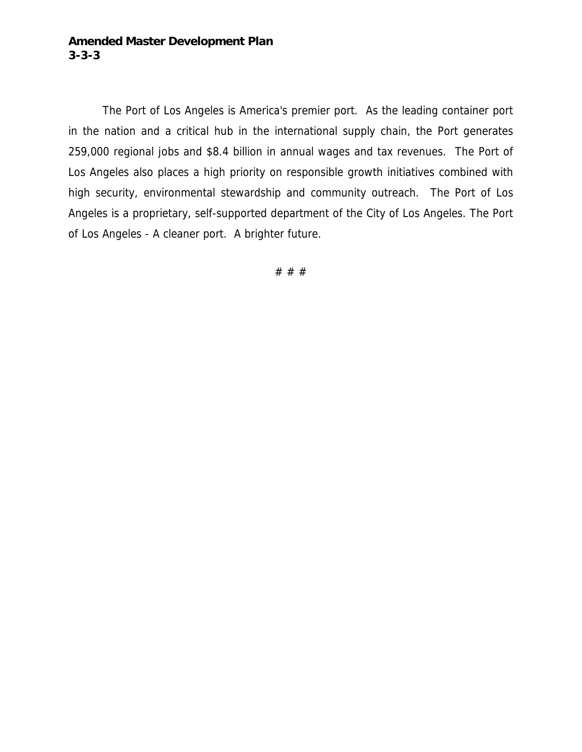The Port of Los Angeles is America's premier port. As the leading container port in the nation and a critical hub in the international supply chain, the Port generates 259,000 regional jobs and $8.4 billion in annual wages and tax revenues. The Port of Los Angeles also places a high priority on responsible growth initiatives combined with high security, environmental stewardship and community outreach. The Port of Los Angeles is a proprietary, self-supported department of the City of Los Angeles. The Port of Los Angeles - A cleaner port. A brighter future.

# # #